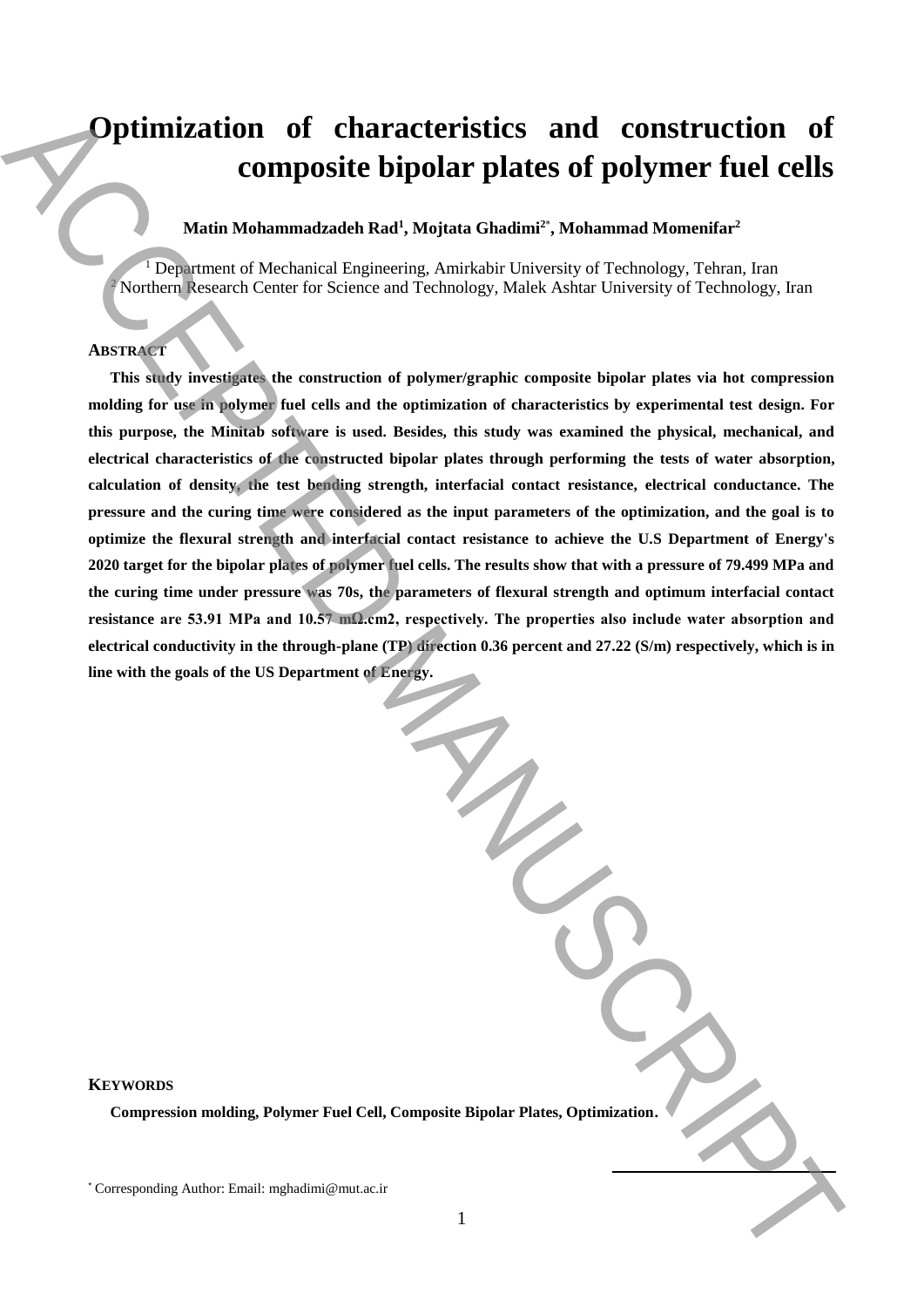# Optimization of characteristics and construction of composite bipolar plates of polymer fuel cells

**Matin Mohammadzadeh Rad[1], Mojtata Ghadimi[2*], Mohammad Momenifar[2]**

[1] Department of Mechanical Engineering, Amirkabir University of Technology, Tehran, Iran
[2] Northern Research Center for Science and Technology, Malek Ashtar University of Technology, Iran

## ABSTRACT

**This study investigates the construction of polymer/graphic composite bipolar plates via hot compression molding for use in polymer fuel cells and the optimization of characteristics by experimental test design. For this purpose, the Minitab software is used. Besides, this study was examined the physical, mechanical, and electrical characteristics of the constructed bipolar plates through performing the tests of water absorption, calculation of density, the test bending strength, interfacial contact resistance, electrical conductance. The pressure and the curing time were considered as the input parameters of the optimization, and the goal is to optimize the flexural strength and interfacial contact resistance to achieve the U.S Department of Energy's 2020 target for the bipolar plates of polymer fuel cells. The results show that with a pressure of 79.499 MPa and the curing time under pressure was 70s, the parameters of flexural strength and optimum interfacial contact resistance are 53.91 MPa and 10.57 mΩ.cm2, respectively. The properties also include water absorption and electrical conductivity in the through-plane (TP) direction 0.36 percent and 27.22 (S/m) respectively, which is in line with the goals of the US Department of Energy.**

## KEYWORDS

**Compression molding, Polymer Fuel Cell, Composite Bipolar Plates, Optimization.**

[*] Corresponding Author: Email: mghadimi@mut.ac.ir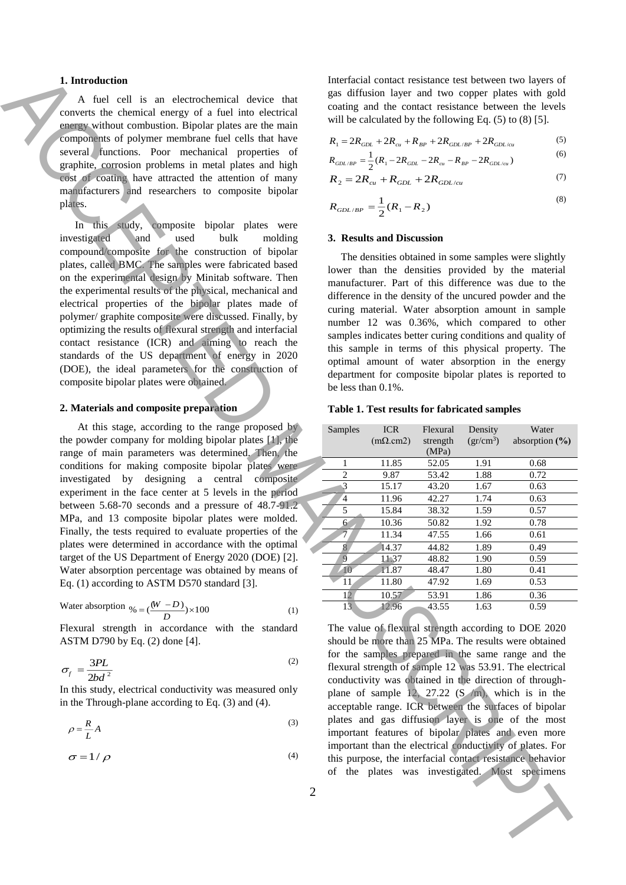## 1. Introduction

A fuel cell is an electrochemical device that converts the chemical energy of a fuel into electrical energy without combustion. Bipolar plates are the main components of polymer membrane fuel cells that have several functions. Poor mechanical properties of graphite, corrosion problems in metal plates and high cost of coating have attracted the attention of many manufacturers and researchers to composite bipolar plates.

In this study, composite bipolar plates were investigated and used bulk molding compound/composite for the construction of bipolar plates, called BMC. The samples were fabricated based on the experimental design by Minitab software. Then the experimental results of the physical, mechanical and electrical properties of the bipolar plates made of polymer/ graphite composite were discussed. Finally, by optimizing the results of flexural strength and interfacial contact resistance (ICR) and aiming to reach the standards of the US department of energy in 2020 (DOE), the ideal parameters for the construction of composite bipolar plates were obtained.

## 2. Materials and composite preparation

At this stage, according to the range proposed by the powder company for molding bipolar plates [1], the range of main parameters was determined. Then, the conditions for making composite bipolar plates were investigated by designing a central composite experiment in the face center at 5 levels in the period between 5.68-70 seconds and a pressure of 48.7-91.2 MPa, and 13 composite bipolar plates were molded. Finally, the tests required to evaluate properties of the plates were determined in accordance with the optimal target of the US Department of Energy 2020 (DOE) [2]. Water absorption percentage was obtained by means of Eq. (1) according to ASTM D570 standard [3].

$$\text{Water absorption } \% = \left(\frac{W-D}{D}\right)\times 100 \qquad (1)$$

Flexural strength in accordance with the standard ASTM D790 by Eq. (2) done [4].

$$\sigma_f = \frac{3PL}{2bd^2} \qquad (2)$$

In this study, electrical conductivity was measured only in the Through-plane according to Eq. (3) and (4).

$$\rho = \frac{R}{L}A \qquad (3)$$

$$\sigma = 1/\rho \qquad (4)$$

Interfacial contact resistance test between two layers of gas diffusion layer and two copper plates with gold coating and the contact resistance between the levels will be calculated by the following Eq. (5) to (8) [5].

$$R_1 = 2R_{GDL} + 2R_{cu} + R_{BP} + 2R_{GDL/BP} + 2R_{GDL/cu} \qquad (5)$$

$$R_{GDL/BP} = \frac{1}{2}(R_1 - 2R_{GDL} - 2R_{cu} - R_{BP} - 2R_{GDL/cu}) \qquad (6)$$

$$R_2 = 2R_{cu} + R_{GDL} + 2R_{GDL/cu} \qquad (7)$$

$$R_{GDL/BP} = \frac{1}{2}(R_1 - R_2) \qquad (8)$$

## 3. Results and Discussion

The densities obtained in some samples were slightly lower than the densities provided by the material manufacturer. Part of this difference was due to the difference in the density of the uncured powder and the curing material. Water absorption amount in sample number 12 was 0.36%, which compared to other samples indicates better curing conditions and quality of this sample in terms of this physical property. The optimal amount of water absorption in the energy department for composite bipolar plates is reported to be less than 0.1%.

**Table 1. Test results for fabricated samples**

| Samples | ICR (mΩ.cm2) | Flexural strength (MPa) | Density (gr/cm$^3$) | Water absorption **(%)** |
|---|---|---|---|---|
| 1 | 11.85 | 52.05 | 1.91 | 0.68 |
| 2 | 9.87 | 53.42 | 1.88 | 0.72 |
| 3 | 15.17 | 43.20 | 1.67 | 0.63 |
| 4 | 11.96 | 42.27 | 1.74 | 0.63 |
| 5 | 15.84 | 38.32 | 1.59 | 0.57 |
| 6 | 10.36 | 50.82 | 1.92 | 0.78 |
| 7 | 11.34 | 47.55 | 1.66 | 0.61 |
| 8 | 14.37 | 44.82 | 1.89 | 0.49 |
| 9 | 11.37 | 48.82 | 1.90 | 0.59 |
| 10 | 11.87 | 48.47 | 1.80 | 0.41 |
| 11 | 11.80 | 47.92 | 1.69 | 0.53 |
| 12 | 10.57 | 53.91 | 1.86 | 0.36 |
| 13 | 12.96 | 43.55 | 1.63 | 0.59 |

The value of flexural strength according to DOE 2020 should be more than 25 MPa. The results were obtained for the samples prepared in the same range and the flexural strength of sample 12 was 53.91. The electrical conductivity was obtained in the direction of through-plane of sample 12, 27.22 (S /m), which is in the acceptable range. ICR between the surfaces of bipolar plates and gas diffusion layer is one of the most important features of bipolar plates and even more important than the electrical conductivity of plates. For this purpose, the interfacial contact resistance behavior of the plates was investigated. Most specimens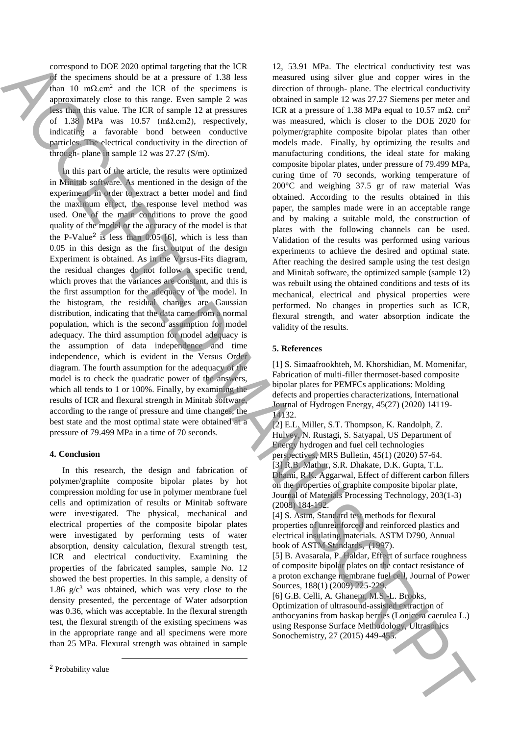correspond to DOE 2020 optimal targeting that the ICR of the specimens should be at a pressure of 1.38 less than 10 mΩ.cm$^2$ and the ICR of the specimens is approximately close to this range. Even sample 2 was less than this value. The ICR of sample 12 at pressures of 1.38 MPa was 10.57 (mΩ.cm2), respectively, indicating a favorable bond between conductive particles. The electrical conductivity in the direction of through- plane in sample 12 was 27.27 (S/m).

In this part of the article, the results were optimized in Minitab software. As mentioned in the design of the experiment, in order to extract a better model and find the maximum effect, the response level method was used. One of the main conditions to prove the good quality of the model or the accuracy of the model is that the P-Value[2] is less than 0.05 [6], which is less than 0.05 in this design as the first output of the design Experiment is obtained. As in the Versus-Fits diagram, the residual changes do not follow a specific trend, which proves that the variances are constant, and this is the first assumption for the adequacy of the model. In the histogram, the residual changes are Gaussian distribution, indicating that the data came from a normal population, which is the second assumption for model adequacy. The third assumption for model adequacy is the assumption of data independence and time independence, which is evident in the Versus Order diagram. The fourth assumption for the adequacy of the model is to check the quadratic power of the answers, which all tends to 1 or 100%. Finally, by examining the results of ICR and flexural strength in Minitab software, according to the range of pressure and time changes, the best state and the most optimal state were obtained at a pressure of 79.499 MPa in a time of 70 seconds.

## 4. Conclusion

In this research, the design and fabrication of polymer/graphite composite bipolar plates by hot compression molding for use in polymer membrane fuel cells and optimization of results or Minitab software were investigated. The physical, mechanical and electrical properties of the composite bipolar plates were investigated by performing tests of water absorption, density calculation, flexural strength test, ICR and electrical conductivity. Examining the properties of the fabricated samples, sample No. 12 showed the best properties. In this sample, a density of 1.86 g/c$^3$ was obtained, which was very close to the density presented, the percentage of Water adsorption was 0.36, which was acceptable. In the flexural strength test, the flexural strength of the existing specimens was in the appropriate range and all specimens were more than 25 MPa. Flexural strength was obtained in sample 12, 53.91 MPa. The electrical conductivity test was measured using silver glue and copper wires in the direction of through- plane. The electrical conductivity obtained in sample 12 was 27.27 Siemens per meter and ICR at a pressure of 1.38 MPa equal to 10.57 mΩ. cm$^2$ was measured, which is closer to the DOE 2020 for polymer/graphite composite bipolar plates than other models made. Finally, by optimizing the results and manufacturing conditions, the ideal state for making composite bipolar plates, under pressure of 79.499 MPa, curing time of 70 seconds, working temperature of 200°C and weighing 37.5 gr of raw material Was obtained. According to the results obtained in this paper, the samples made were in an acceptable range and by making a suitable mold, the construction of plates with the following channels can be used. Validation of the results was performed using various experiments to achieve the desired and optimal state. After reaching the desired sample using the test design and Minitab software, the optimized sample (sample 12) was rebuilt using the obtained conditions and tests of its mechanical, electrical and physical properties were performed. No changes in properties such as ICR, flexural strength, and water absorption indicate the validity of the results.

## 5. References

[1] S. Simaafrookhteh, M. Khorshidian, M. Momenifar, Fabrication of multi-filler thermoset-based composite bipolar plates for PEMFCs applications: Molding defects and properties characterizations, International Journal of Hydrogen Energy, 45(27) (2020) 14119-14132.

[2] E.L. Miller, S.T. Thompson, K. Randolph, Z. Hulvey, N. Rustagi, S. Satyapal, US Department of Energy hydrogen and fuel cell technologies perspectives, MRS Bulletin, 45(1) (2020) 57-64.

[3] R.B. Mathur, S.R. Dhakate, D.K. Gupta, T.L. Dhami, R.K. Aggarwal, Effect of different carbon fillers on the properties of graphite composite bipolar plate, Journal of Materials Processing Technology, 203(1-3) (2008) 184-192.

[4] S. Astm, Standard test methods for flexural properties of unreinforced and reinforced plastics and electrical insulating materials. ASTM D790, Annual book of ASTM Standards, (1997).

[5] B. Avasarala, P. Haldar, Effect of surface roughness of composite bipolar plates on the contact resistance of a proton exchange membrane fuel cell, Journal of Power Sources, 188(1) (2009) 225-229.

[6] G.B. Celli, A. Ghanem, M.S.-L. Brooks, Optimization of ultrasound-assisted extraction of anthocyanins from haskap berries (Lonicera caerulea L.) using Response Surface Methodology, Ultrasonics Sonochemistry, 27 (2015) 449-455.

[2] Probability value